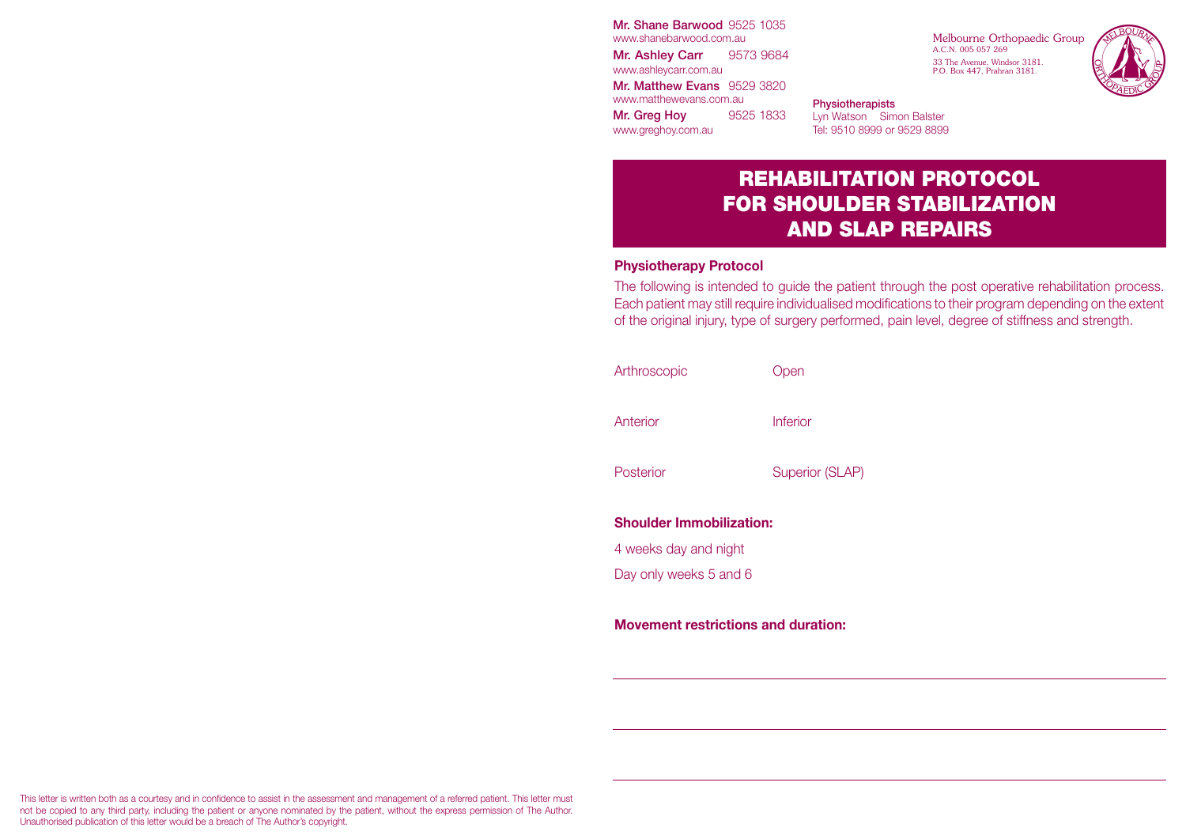**Mr. Shane Barwood** 9525 1035
www.shanebarwood.com.au

**Mr. Ashley Carr** 9573 9684
www.ashleycarr.com.au

**Mr. Matthew Evans** 9529 3820
www.matthewevans.com.au

**Mr. Greg Hoy** 9525 1833
www.greghoy.com.au

Melbourne Orthopaedic Group
A.C.N. 005 057 269
33 The Avenue, Windsor 3181.
P.O. Box 447, Prahran 3181.

**Physiotherapists**
Lyn Watson Simon Balster
Tel: 9510 8999 or 9529 8899

# REHABILITATION PROTOCOL FOR SHOULDER STABILIZATION AND SLAP REPAIRS

### Physiotherapy Protocol

The following is intended to guide the patient through the post operative rehabilitation process. Each patient may still require individualised modifications to their program depending on the extent of the original injury, type of surgery performed, pain level, degree of stiffness and strength.

Arthroscopic Open

Anterior Inferior

Posterior Superior (SLAP)

### Shoulder Immobilization:

4 weeks day and night

Day only weeks 5 and 6

### Movement restrictions and duration:

---

---

---

This letter is written both as a courtesy and in confidence to assist in the assessment and management of a referred patient. This letter must not be copied to any third party, including the patient or anyone nominated by the patient, without the express permission of The Author. Unauthorised publication of this letter would be a breach of The Author's copyright.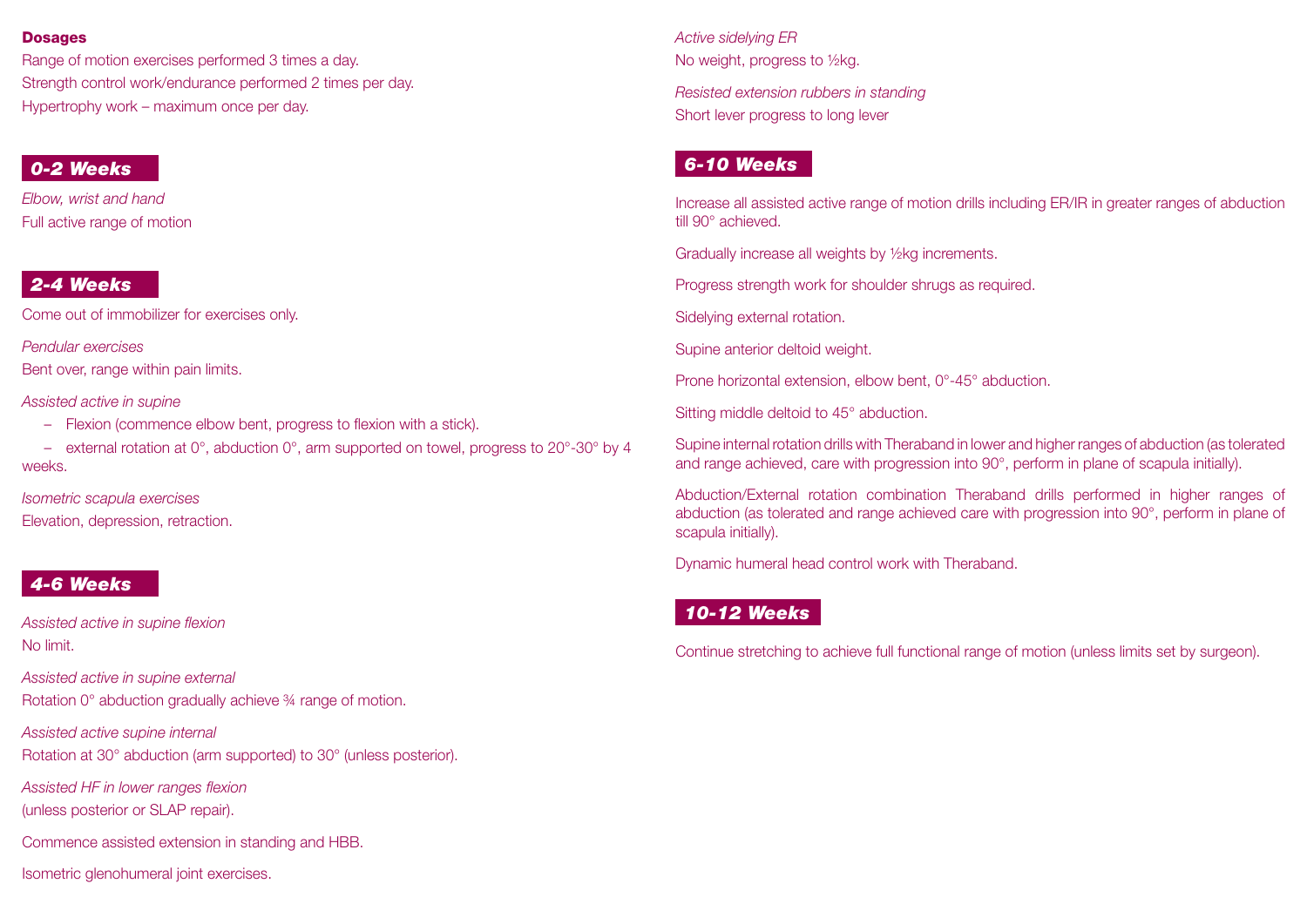**Dosages**

Range of motion exercises performed 3 times a day.

Strength control work/endurance performed 2 times per day.

Hypertrophy work – maximum once per day.

## *0-2 Weeks*

*Elbow, wrist and hand*

Full active range of motion

## *2-4 Weeks*

Come out of immobilizer for exercises only.

*Pendular exercises*

Bent over, range within pain limits.

*Assisted active in supine*

- Flexion (commence elbow bent, progress to flexion with a stick).
- external rotation at 0°, abduction 0°, arm supported on towel, progress to 20°-30° by 4 weeks.

*Isometric scapula exercises*

Elevation, depression, retraction.

## *4-6 Weeks*

*Assisted active in supine flexion*

No limit.

*Assisted active in supine external*

Rotation 0° abduction gradually achieve ¾ range of motion.

*Assisted active supine internal*

Rotation at 30° abduction (arm supported) to 30° (unless posterior).

*Assisted HF in lower ranges flexion*

(unless posterior or SLAP repair).

Commence assisted extension in standing and HBB.

Isometric glenohumeral joint exercises.

*Active sidelying ER*

No weight, progress to ½kg.

*Resisted extension rubbers in standing*

Short lever progress to long lever

## *6-10 Weeks*

Increase all assisted active range of motion drills including ER/IR in greater ranges of abduction till 90° achieved.

Gradually increase all weights by ½kg increments.

Progress strength work for shoulder shrugs as required.

Sidelying external rotation.

Supine anterior deltoid weight.

Prone horizontal extension, elbow bent, 0°-45° abduction.

Sitting middle deltoid to 45° abduction.

Supine internal rotation drills with Theraband in lower and higher ranges of abduction (as tolerated and range achieved, care with progression into 90°, perform in plane of scapula initially).

Abduction/External rotation combination Theraband drills performed in higher ranges of abduction (as tolerated and range achieved care with progression into 90°, perform in plane of scapula initially).

Dynamic humeral head control work with Theraband.

## *10-12 Weeks*

Continue stretching to achieve full functional range of motion (unless limits set by surgeon).